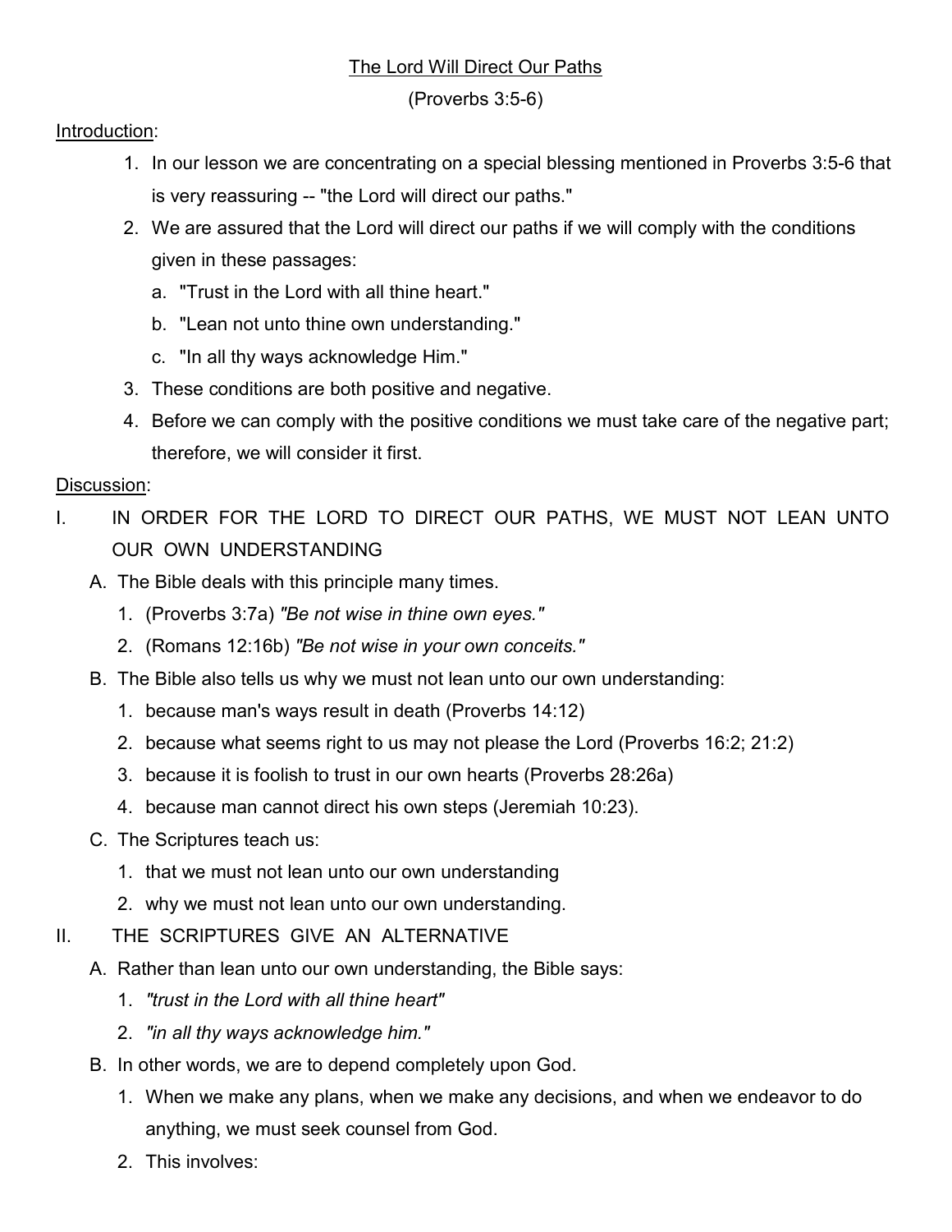# The Lord Will Direct Our Paths

(Proverbs 3:5-6)

Introduction:

1. In our lesson we are concentrating on a special blessing mentioned in Proverbs 3:5-6 that is very reassuring -- "the Lord will direct our paths."
2. We are assured that the Lord will direct our paths if we will comply with the conditions given in these passages:
   a. "Trust in the Lord with all thine heart."
   b. "Lean not unto thine own understanding."
   c. "In all thy ways acknowledge Him."
3. These conditions are both positive and negative.
4. Before we can comply with the positive conditions we must take care of the negative part; therefore, we will consider it first.

Discussion:

I. IN ORDER FOR THE LORD TO DIRECT OUR PATHS, WE MUST NOT LEAN UNTO OUR OWN UNDERSTANDING

   A. The Bible deals with this principle many times.
      1. (Proverbs 3:7a) *"Be not wise in thine own eyes."*
      2. (Romans 12:16b) *"Be not wise in your own conceits."*

   B. The Bible also tells us why we must not lean unto our own understanding:
      1. because man's ways result in death (Proverbs 14:12)
      2. because what seems right to us may not please the Lord (Proverbs 16:2; 21:2)
      3. because it is foolish to trust in our own hearts (Proverbs 28:26a)
      4. because man cannot direct his own steps (Jeremiah 10:23).

   C. The Scriptures teach us:
      1. that we must not lean unto our own understanding
      2. why we must not lean unto our own understanding.

II. THE SCRIPTURES GIVE AN ALTERNATIVE

   A. Rather than lean unto our own understanding, the Bible says:
      1. *"trust in the Lord with all thine heart"*
      2. *"in all thy ways acknowledge him."*

   B. In other words, we are to depend completely upon God.
      1. When we make any plans, when we make any decisions, and when we endeavor to do anything, we must seek counsel from God.
      2. This involves: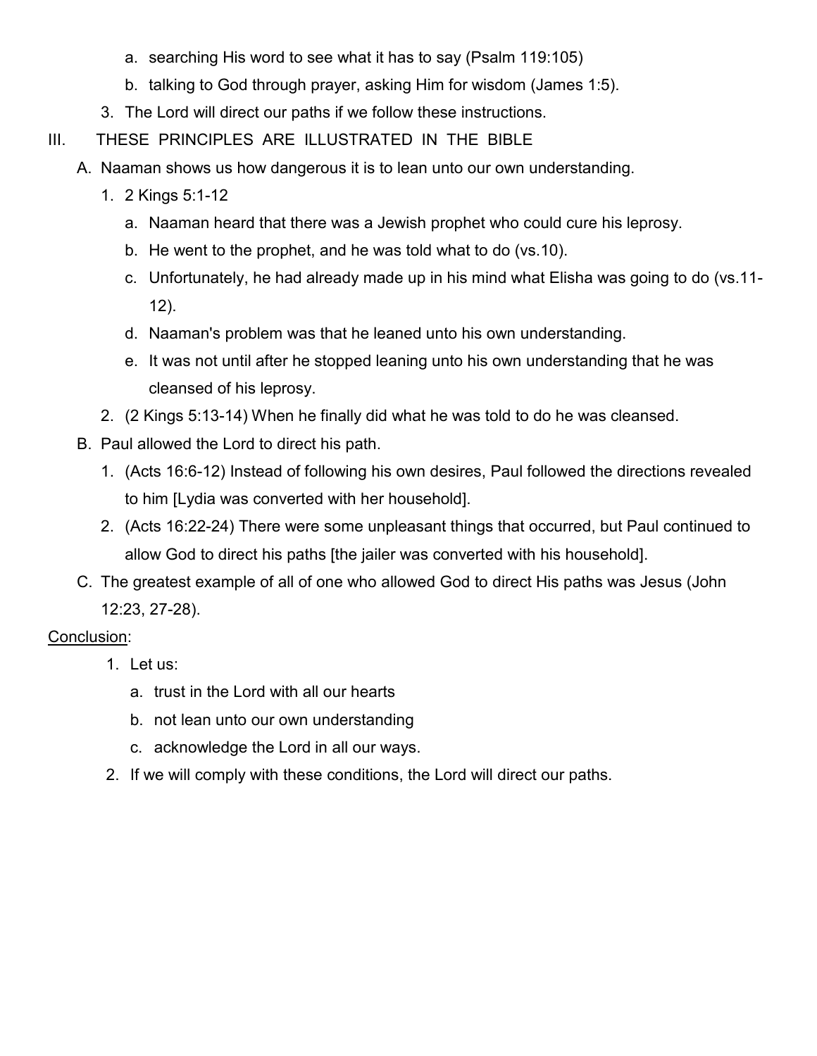a. searching His word to see what it has to say (Psalm 119:105)
   b. talking to God through prayer, asking Him for wisdom (James 1:5).
3. The Lord will direct our paths if we follow these instructions.

III. THESE PRINCIPLES ARE ILLUSTRATED IN THE BIBLE

A. Naaman shows us how dangerous it is to lean unto our own understanding.
   1. 2 Kings 5:1-12
      a. Naaman heard that there was a Jewish prophet who could cure his leprosy.
      b. He went to the prophet, and he was told what to do (vs.10).
      c. Unfortunately, he had already made up in his mind what Elisha was going to do (vs.11-12).
      d. Naaman's problem was that he leaned unto his own understanding.
      e. It was not until after he stopped leaning unto his own understanding that he was cleansed of his leprosy.
   2. (2 Kings 5:13-14) When he finally did what he was told to do he was cleansed.

B. Paul allowed the Lord to direct his path.
   1. (Acts 16:6-12) Instead of following his own desires, Paul followed the directions revealed to him [Lydia was converted with her household].
   2. (Acts 16:22-24) There were some unpleasant things that occurred, but Paul continued to allow God to direct his paths [the jailer was converted with his household].

C. The greatest example of all of one who allowed God to direct His paths was Jesus (John 12:23, 27-28).

<u>Conclusion</u>:

1. Let us:
   a. trust in the Lord with all our hearts
   b. not lean unto our own understanding
   c. acknowledge the Lord in all our ways.
2. If we will comply with these conditions, the Lord will direct our paths.